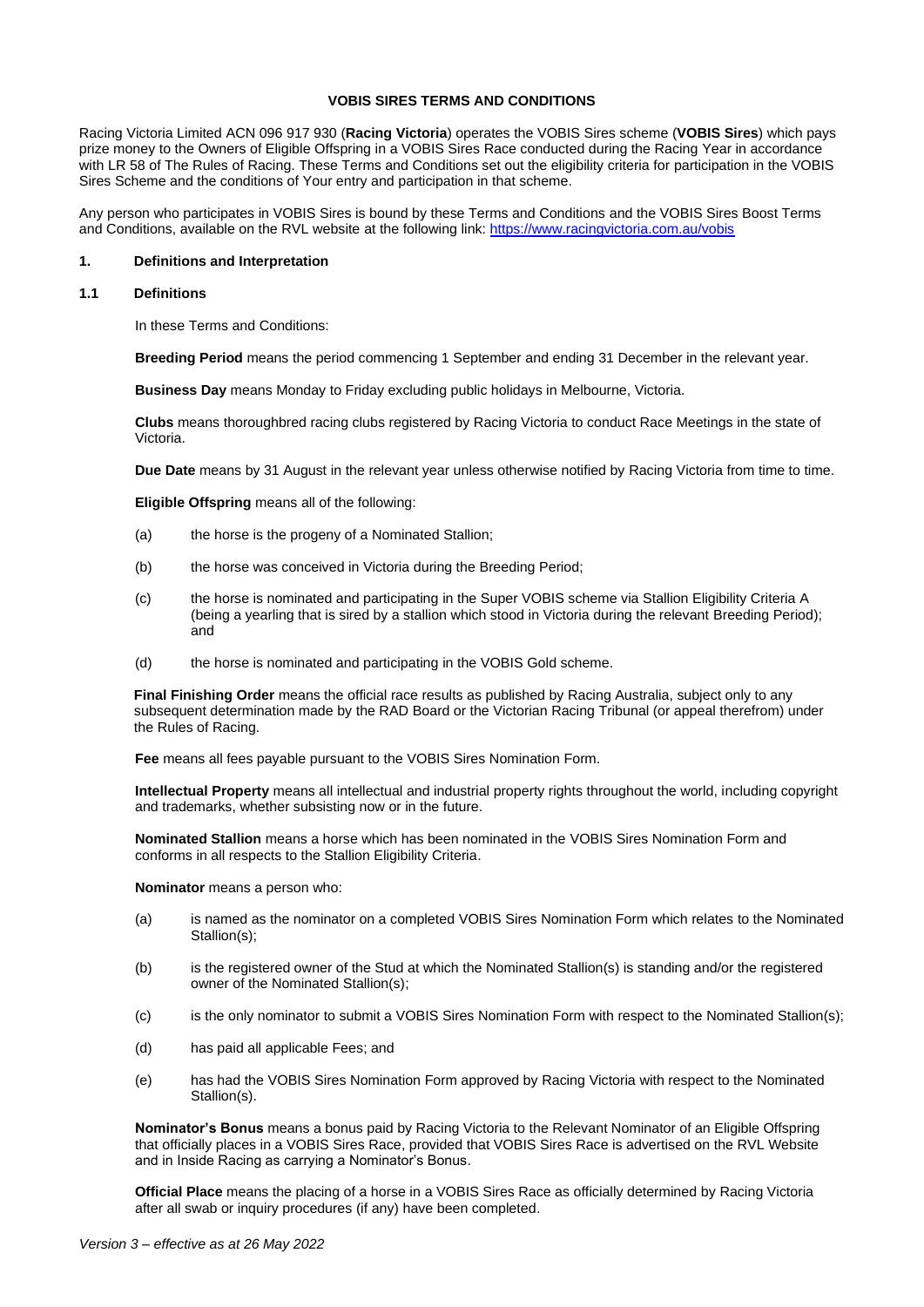**VOBIS SIRES TERMS AND CONDITIONS**

Racing Victoria Limited ACN 096 917 930 (**Racing Victoria**) operates the VOBIS Sires scheme (**VOBIS Sires**) which pays prize money to the Owners of Eligible Offspring in a VOBIS Sires Race conducted during the Racing Year in accordance with LR 58 of The Rules of Racing. These Terms and Conditions set out the eligibility criteria for participation in the VOBIS Sires Scheme and the conditions of Your entry and participation in that scheme.

Any person who participates in VOBIS Sires is bound by these Terms and Conditions and the VOBIS Sires Boost Terms and Conditions, available on the RVL website at the following link: https://www.racingvictoria.com.au/vobis

## 1. Definitions and Interpretation

### 1.1 Definitions

In these Terms and Conditions:

**Breeding Period** means the period commencing 1 September and ending 31 December in the relevant year.

**Business Day** means Monday to Friday excluding public holidays in Melbourne, Victoria.

**Clubs** means thoroughbred racing clubs registered by Racing Victoria to conduct Race Meetings in the state of Victoria.

**Due Date** means by 31 August in the relevant year unless otherwise notified by Racing Victoria from time to time.

**Eligible Offspring** means all of the following:

(a) the horse is the progeny of a Nominated Stallion;

(b) the horse was conceived in Victoria during the Breeding Period;

(c) the horse is nominated and participating in the Super VOBIS scheme via Stallion Eligibility Criteria A (being a yearling that is sired by a stallion which stood in Victoria during the relevant Breeding Period); and

(d) the horse is nominated and participating in the VOBIS Gold scheme.

**Final Finishing Order** means the official race results as published by Racing Australia, subject only to any subsequent determination made by the RAD Board or the Victorian Racing Tribunal (or appeal therefrom) under the Rules of Racing.

**Fee** means all fees payable pursuant to the VOBIS Sires Nomination Form.

**Intellectual Property** means all intellectual and industrial property rights throughout the world, including copyright and trademarks, whether subsisting now or in the future.

**Nominated Stallion** means a horse which has been nominated in the VOBIS Sires Nomination Form and conforms in all respects to the Stallion Eligibility Criteria.

**Nominator** means a person who:

(a) is named as the nominator on a completed VOBIS Sires Nomination Form which relates to the Nominated Stallion(s);

(b) is the registered owner of the Stud at which the Nominated Stallion(s) is standing and/or the registered owner of the Nominated Stallion(s);

(c) is the only nominator to submit a VOBIS Sires Nomination Form with respect to the Nominated Stallion(s);

(d) has paid all applicable Fees; and

(e) has had the VOBIS Sires Nomination Form approved by Racing Victoria with respect to the Nominated Stallion(s).

**Nominator's Bonus** means a bonus paid by Racing Victoria to the Relevant Nominator of an Eligible Offspring that officially places in a VOBIS Sires Race, provided that VOBIS Sires Race is advertised on the RVL Website and in Inside Racing as carrying a Nominator's Bonus.

**Official Place** means the placing of a horse in a VOBIS Sires Race as officially determined by Racing Victoria after all swab or inquiry procedures (if any) have been completed.

*Version 3 – effective as at 26 May 2022*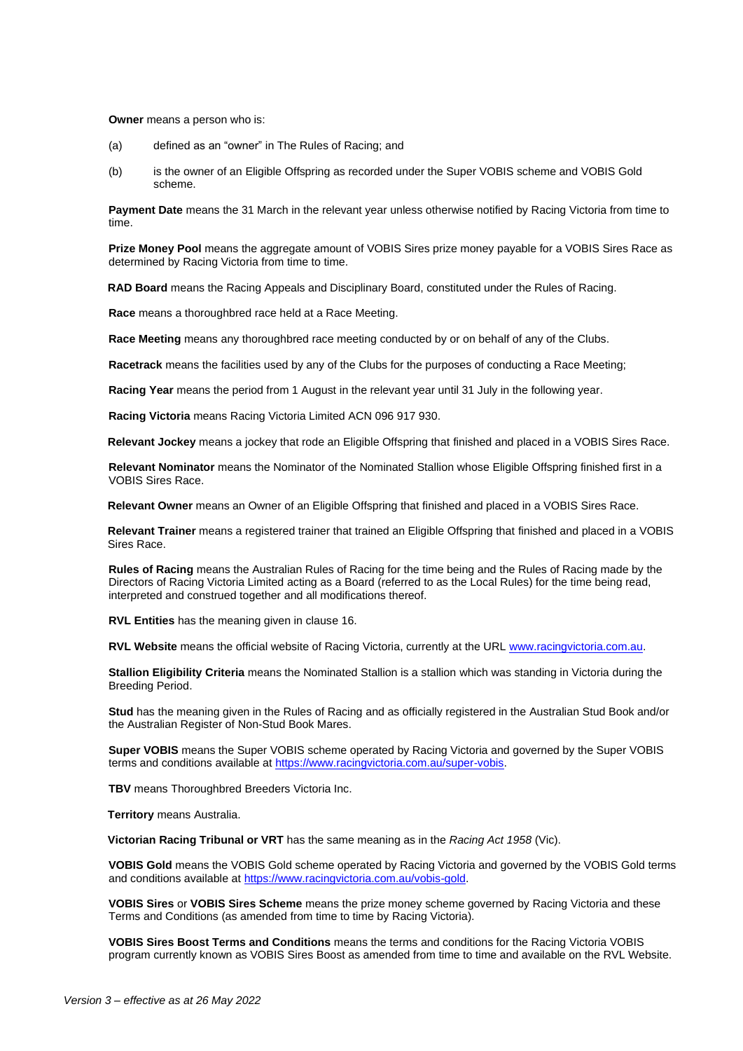**Owner** means a person who is:

(a) defined as an "owner" in The Rules of Racing; and

(b) is the owner of an Eligible Offspring as recorded under the Super VOBIS scheme and VOBIS Gold scheme.

**Payment Date** means the 31 March in the relevant year unless otherwise notified by Racing Victoria from time to time.

**Prize Money Pool** means the aggregate amount of VOBIS Sires prize money payable for a VOBIS Sires Race as determined by Racing Victoria from time to time.

**RAD Board** means the Racing Appeals and Disciplinary Board, constituted under the Rules of Racing.

**Race** means a thoroughbred race held at a Race Meeting.

**Race Meeting** means any thoroughbred race meeting conducted by or on behalf of any of the Clubs.

**Racetrack** means the facilities used by any of the Clubs for the purposes of conducting a Race Meeting;

**Racing Year** means the period from 1 August in the relevant year until 31 July in the following year.

**Racing Victoria** means Racing Victoria Limited ACN 096 917 930.

**Relevant Jockey** means a jockey that rode an Eligible Offspring that finished and placed in a VOBIS Sires Race.

**Relevant Nominator** means the Nominator of the Nominated Stallion whose Eligible Offspring finished first in a VOBIS Sires Race.

**Relevant Owner** means an Owner of an Eligible Offspring that finished and placed in a VOBIS Sires Race.

**Relevant Trainer** means a registered trainer that trained an Eligible Offspring that finished and placed in a VOBIS Sires Race.

**Rules of Racing** means the Australian Rules of Racing for the time being and the Rules of Racing made by the Directors of Racing Victoria Limited acting as a Board (referred to as the Local Rules) for the time being read, interpreted and construed together and all modifications thereof.

**RVL Entities** has the meaning given in clause 16.

**RVL Website** means the official website of Racing Victoria, currently at the URL www.racingvictoria.com.au.

**Stallion Eligibility Criteria** means the Nominated Stallion is a stallion which was standing in Victoria during the Breeding Period.

**Stud** has the meaning given in the Rules of Racing and as officially registered in the Australian Stud Book and/or the Australian Register of Non-Stud Book Mares.

**Super VOBIS** means the Super VOBIS scheme operated by Racing Victoria and governed by the Super VOBIS terms and conditions available at https://www.racingvictoria.com.au/super-vobis.

**TBV** means Thoroughbred Breeders Victoria Inc.

**Territory** means Australia.

**Victorian Racing Tribunal or VRT** has the same meaning as in the *Racing Act 1958* (Vic).

**VOBIS Gold** means the VOBIS Gold scheme operated by Racing Victoria and governed by the VOBIS Gold terms and conditions available at https://www.racingvictoria.com.au/vobis-gold.

**VOBIS Sires** or **VOBIS Sires Scheme** means the prize money scheme governed by Racing Victoria and these Terms and Conditions (as amended from time to time by Racing Victoria).

**VOBIS Sires Boost Terms and Conditions** means the terms and conditions for the Racing Victoria VOBIS program currently known as VOBIS Sires Boost as amended from time to time and available on the RVL Website.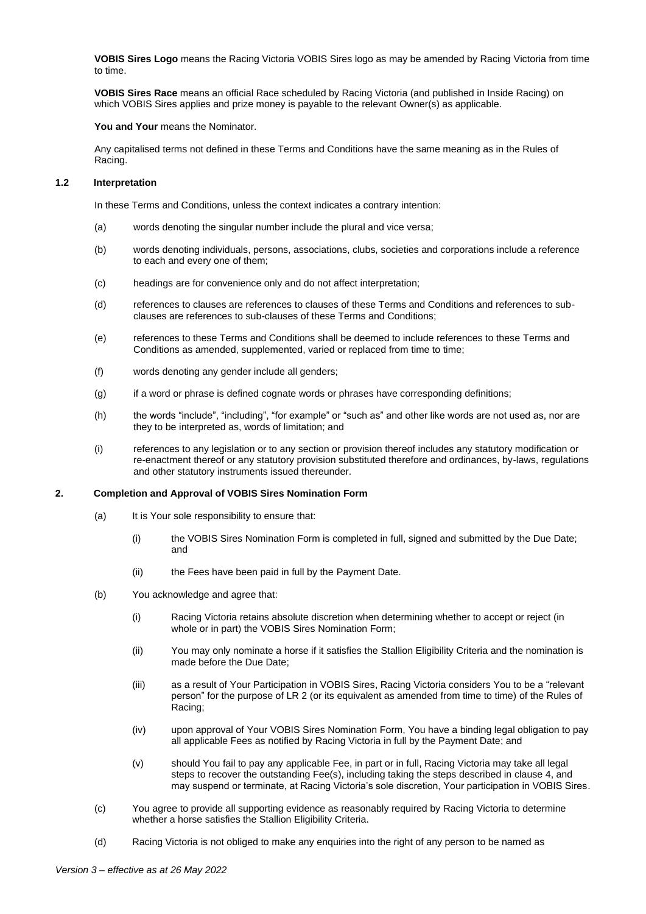**VOBIS Sires Logo** means the Racing Victoria VOBIS Sires logo as may be amended by Racing Victoria from time to time.

**VOBIS Sires Race** means an official Race scheduled by Racing Victoria (and published in Inside Racing) on which VOBIS Sires applies and prize money is payable to the relevant Owner(s) as applicable.

**You and Your** means the Nominator.

Any capitalised terms not defined in these Terms and Conditions have the same meaning as in the Rules of Racing.

### 1.2 Interpretation

In these Terms and Conditions, unless the context indicates a contrary intention:

(a) words denoting the singular number include the plural and vice versa;

(b) words denoting individuals, persons, associations, clubs, societies and corporations include a reference to each and every one of them;

(c) headings are for convenience only and do not affect interpretation;

(d) references to clauses are references to clauses of these Terms and Conditions and references to sub-clauses are references to sub-clauses of these Terms and Conditions;

(e) references to these Terms and Conditions shall be deemed to include references to these Terms and Conditions as amended, supplemented, varied or replaced from time to time;

(f) words denoting any gender include all genders;

(g) if a word or phrase is defined cognate words or phrases have corresponding definitions;

(h) the words "include", "including", "for example" or "such as" and other like words are not used as, nor are they to be interpreted as, words of limitation; and

(i) references to any legislation or to any section or provision thereof includes any statutory modification or re-enactment thereof or any statutory provision substituted therefore and ordinances, by-laws, regulations and other statutory instruments issued thereunder.

## 2. Completion and Approval of VOBIS Sires Nomination Form

(a) It is Your sole responsibility to ensure that:

(i) the VOBIS Sires Nomination Form is completed in full, signed and submitted by the Due Date; and

(ii) the Fees have been paid in full by the Payment Date.

(b) You acknowledge and agree that:

(i) Racing Victoria retains absolute discretion when determining whether to accept or reject (in whole or in part) the VOBIS Sires Nomination Form;

(ii) You may only nominate a horse if it satisfies the Stallion Eligibility Criteria and the nomination is made before the Due Date;

(iii) as a result of Your Participation in VOBIS Sires, Racing Victoria considers You to be a "relevant person" for the purpose of LR 2 (or its equivalent as amended from time to time) of the Rules of Racing;

(iv) upon approval of Your VOBIS Sires Nomination Form, You have a binding legal obligation to pay all applicable Fees as notified by Racing Victoria in full by the Payment Date; and

(v) should You fail to pay any applicable Fee, in part or in full, Racing Victoria may take all legal steps to recover the outstanding Fee(s), including taking the steps described in clause 4, and may suspend or terminate, at Racing Victoria's sole discretion, Your participation in VOBIS Sires.

(c) You agree to provide all supporting evidence as reasonably required by Racing Victoria to determine whether a horse satisfies the Stallion Eligibility Criteria.

(d) Racing Victoria is not obliged to make any enquiries into the right of any person to be named as

*Version 3 – effective as at 26 May 2022*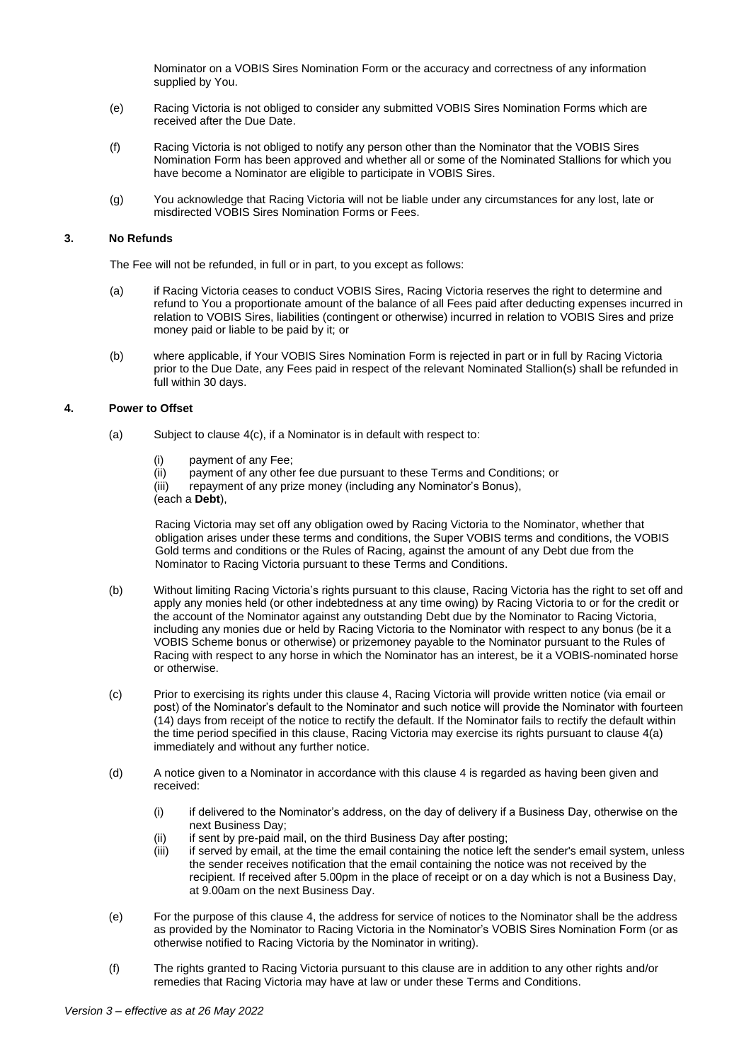Nominator on a VOBIS Sires Nomination Form or the accuracy and correctness of any information supplied by You.

(e) Racing Victoria is not obliged to consider any submitted VOBIS Sires Nomination Forms which are received after the Due Date.

(f) Racing Victoria is not obliged to notify any person other than the Nominator that the VOBIS Sires Nomination Form has been approved and whether all or some of the Nominated Stallions for which you have become a Nominator are eligible to participate in VOBIS Sires.

(g) You acknowledge that Racing Victoria will not be liable under any circumstances for any lost, late or misdirected VOBIS Sires Nomination Forms or Fees.

## 3. No Refunds

The Fee will not be refunded, in full or in part, to you except as follows:

(a) if Racing Victoria ceases to conduct VOBIS Sires, Racing Victoria reserves the right to determine and refund to You a proportionate amount of the balance of all Fees paid after deducting expenses incurred in relation to VOBIS Sires, liabilities (contingent or otherwise) incurred in relation to VOBIS Sires and prize money paid or liable to be paid by it; or

(b) where applicable, if Your VOBIS Sires Nomination Form is rejected in part or in full by Racing Victoria prior to the Due Date, any Fees paid in respect of the relevant Nominated Stallion(s) shall be refunded in full within 30 days.

## 4. Power to Offset

(a) Subject to clause 4(c), if a Nominator is in default with respect to:

(i) payment of any Fee;
(ii) payment of any other fee due pursuant to these Terms and Conditions; or
(iii) repayment of any prize money (including any Nominator's Bonus),
(each a **Debt**),

Racing Victoria may set off any obligation owed by Racing Victoria to the Nominator, whether that obligation arises under these terms and conditions, the Super VOBIS terms and conditions, the VOBIS Gold terms and conditions or the Rules of Racing, against the amount of any Debt due from the Nominator to Racing Victoria pursuant to these Terms and Conditions.

(b) Without limiting Racing Victoria's rights pursuant to this clause, Racing Victoria has the right to set off and apply any monies held (or other indebtedness at any time owing) by Racing Victoria to or for the credit or the account of the Nominator against any outstanding Debt due by the Nominator to Racing Victoria, including any monies due or held by Racing Victoria to the Nominator with respect to any bonus (be it a VOBIS Scheme bonus or otherwise) or prizemoney payable to the Nominator pursuant to the Rules of Racing with respect to any horse in which the Nominator has an interest, be it a VOBIS-nominated horse or otherwise.

(c) Prior to exercising its rights under this clause 4, Racing Victoria will provide written notice (via email or post) of the Nominator's default to the Nominator and such notice will provide the Nominator with fourteen (14) days from receipt of the notice to rectify the default. If the Nominator fails to rectify the default within the time period specified in this clause, Racing Victoria may exercise its rights pursuant to clause 4(a) immediately and without any further notice.

(d) A notice given to a Nominator in accordance with this clause 4 is regarded as having been given and received:

(i) if delivered to the Nominator's address, on the day of delivery if a Business Day, otherwise on the next Business Day;
(ii) if sent by pre-paid mail, on the third Business Day after posting;
(iii) if served by email, at the time the email containing the notice left the sender's email system, unless the sender receives notification that the email containing the notice was not received by the recipient. If received after 5.00pm in the place of receipt or on a day which is not a Business Day, at 9.00am on the next Business Day.

(e) For the purpose of this clause 4, the address for service of notices to the Nominator shall be the address as provided by the Nominator to Racing Victoria in the Nominator's VOBIS Sires Nomination Form (or as otherwise notified to Racing Victoria by the Nominator in writing).

(f) The rights granted to Racing Victoria pursuant to this clause are in addition to any other rights and/or remedies that Racing Victoria may have at law or under these Terms and Conditions.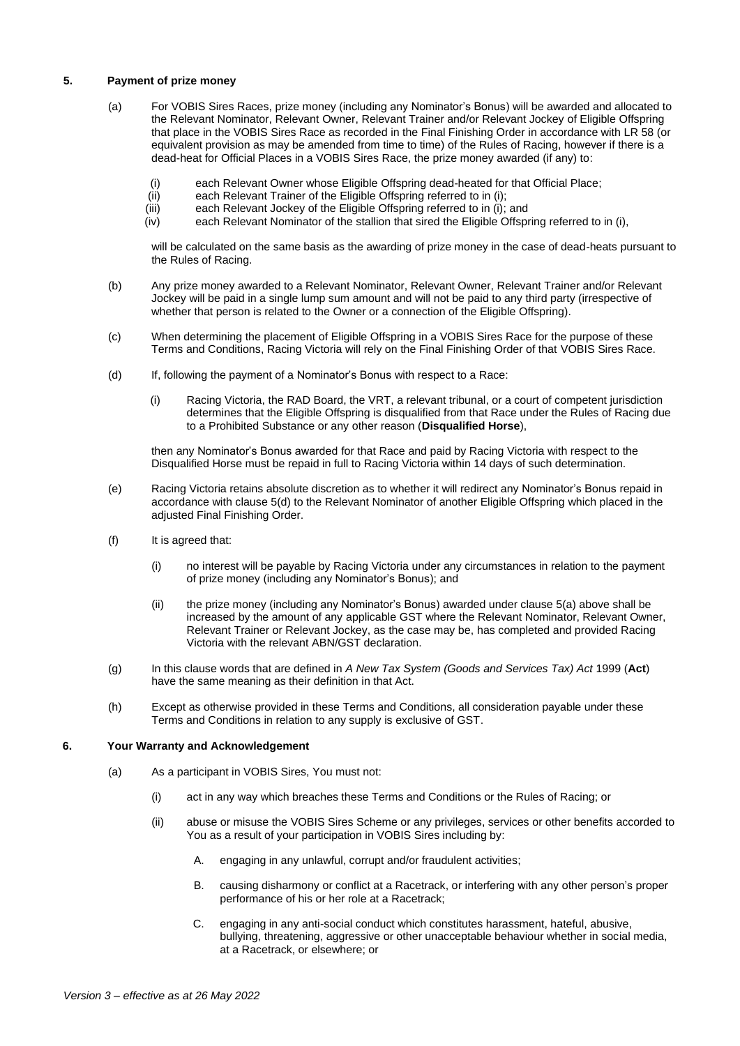## 5. Payment of prize money

(a) For VOBIS Sires Races, prize money (including any Nominator's Bonus) will be awarded and allocated to the Relevant Nominator, Relevant Owner, Relevant Trainer and/or Relevant Jockey of Eligible Offspring that place in the VOBIS Sires Race as recorded in the Final Finishing Order in accordance with LR 58 (or equivalent provision as may be amended from time to time) of the Rules of Racing, however if there is a dead-heat for Official Places in a VOBIS Sires Race, the prize money awarded (if any) to:

   (i) each Relevant Owner whose Eligible Offspring dead-heated for that Official Place;
   (ii) each Relevant Trainer of the Eligible Offspring referred to in (i);
   (iii) each Relevant Jockey of the Eligible Offspring referred to in (i); and
   (iv) each Relevant Nominator of the stallion that sired the Eligible Offspring referred to in (i),

   will be calculated on the same basis as the awarding of prize money in the case of dead-heats pursuant to the Rules of Racing.

(b) Any prize money awarded to a Relevant Nominator, Relevant Owner, Relevant Trainer and/or Relevant Jockey will be paid in a single lump sum amount and will not be paid to any third party (irrespective of whether that person is related to the Owner or a connection of the Eligible Offspring).

(c) When determining the placement of Eligible Offspring in a VOBIS Sires Race for the purpose of these Terms and Conditions, Racing Victoria will rely on the Final Finishing Order of that VOBIS Sires Race.

(d) If, following the payment of a Nominator's Bonus with respect to a Race:

   (i) Racing Victoria, the RAD Board, the VRT, a relevant tribunal, or a court of competent jurisdiction determines that the Eligible Offspring is disqualified from that Race under the Rules of Racing due to a Prohibited Substance or any other reason (**Disqualified Horse**),

   then any Nominator's Bonus awarded for that Race and paid by Racing Victoria with respect to the Disqualified Horse must be repaid in full to Racing Victoria within 14 days of such determination.

(e) Racing Victoria retains absolute discretion as to whether it will redirect any Nominator's Bonus repaid in accordance with clause 5(d) to the Relevant Nominator of another Eligible Offspring which placed in the adjusted Final Finishing Order.

(f) It is agreed that:

   (i) no interest will be payable by Racing Victoria under any circumstances in relation to the payment of prize money (including any Nominator's Bonus); and

   (ii) the prize money (including any Nominator's Bonus) awarded under clause 5(a) above shall be increased by the amount of any applicable GST where the Relevant Nominator, Relevant Owner, Relevant Trainer or Relevant Jockey, as the case may be, has completed and provided Racing Victoria with the relevant ABN/GST declaration.

(g) In this clause words that are defined in *A New Tax System (Goods and Services Tax) Act* 1999 (**Act**) have the same meaning as their definition in that Act.

(h) Except as otherwise provided in these Terms and Conditions, all consideration payable under these Terms and Conditions in relation to any supply is exclusive of GST.

## 6. Your Warranty and Acknowledgement

(a) As a participant in VOBIS Sires, You must not:

   (i) act in any way which breaches these Terms and Conditions or the Rules of Racing; or

   (ii) abuse or misuse the VOBIS Sires Scheme or any privileges, services or other benefits accorded to You as a result of your participation in VOBIS Sires including by:

      A. engaging in any unlawful, corrupt and/or fraudulent activities;

      B. causing disharmony or conflict at a Racetrack, or interfering with any other person's proper performance of his or her role at a Racetrack;

      C. engaging in any anti-social conduct which constitutes harassment, hateful, abusive, bullying, threatening, aggressive or other unacceptable behaviour whether in social media, at a Racetrack, or elsewhere; or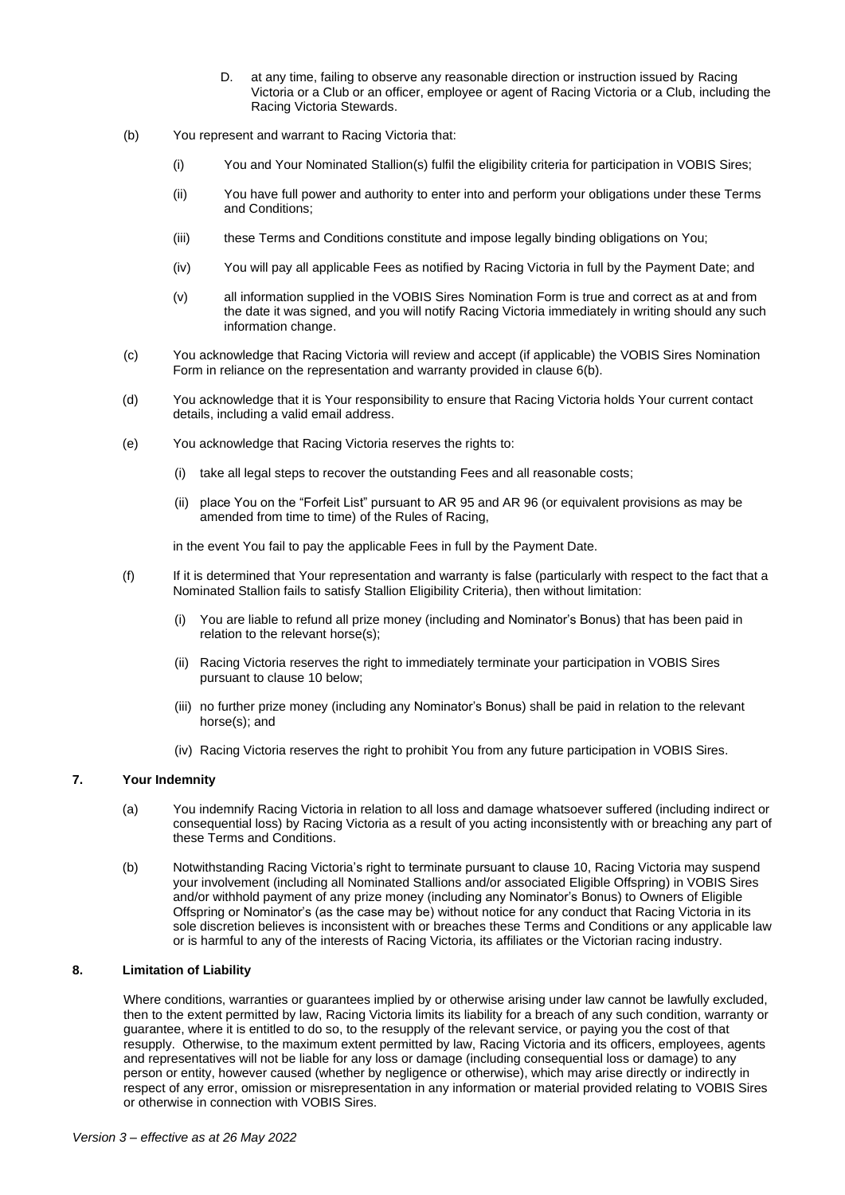D. at any time, failing to observe any reasonable direction or instruction issued by Racing Victoria or a Club or an officer, employee or agent of Racing Victoria or a Club, including the Racing Victoria Stewards.

(b) You represent and warrant to Racing Victoria that:

(i) You and Your Nominated Stallion(s) fulfil the eligibility criteria for participation in VOBIS Sires;

(ii) You have full power and authority to enter into and perform your obligations under these Terms and Conditions;

(iii) these Terms and Conditions constitute and impose legally binding obligations on You;

(iv) You will pay all applicable Fees as notified by Racing Victoria in full by the Payment Date; and

(v) all information supplied in the VOBIS Sires Nomination Form is true and correct as at and from the date it was signed, and you will notify Racing Victoria immediately in writing should any such information change.

(c) You acknowledge that Racing Victoria will review and accept (if applicable) the VOBIS Sires Nomination Form in reliance on the representation and warranty provided in clause 6(b).

(d) You acknowledge that it is Your responsibility to ensure that Racing Victoria holds Your current contact details, including a valid email address.

(e) You acknowledge that Racing Victoria reserves the rights to:

(i) take all legal steps to recover the outstanding Fees and all reasonable costs;

(ii) place You on the "Forfeit List" pursuant to AR 95 and AR 96 (or equivalent provisions as may be amended from time to time) of the Rules of Racing,

in the event You fail to pay the applicable Fees in full by the Payment Date.

(f) If it is determined that Your representation and warranty is false (particularly with respect to the fact that a Nominated Stallion fails to satisfy Stallion Eligibility Criteria), then without limitation:

(i) You are liable to refund all prize money (including and Nominator's Bonus) that has been paid in relation to the relevant horse(s);

(ii) Racing Victoria reserves the right to immediately terminate your participation in VOBIS Sires pursuant to clause 10 below;

(iii) no further prize money (including any Nominator's Bonus) shall be paid in relation to the relevant horse(s); and

(iv) Racing Victoria reserves the right to prohibit You from any future participation in VOBIS Sires.

## 7. Your Indemnity

(a) You indemnify Racing Victoria in relation to all loss and damage whatsoever suffered (including indirect or consequential loss) by Racing Victoria as a result of you acting inconsistently with or breaching any part of these Terms and Conditions.

(b) Notwithstanding Racing Victoria's right to terminate pursuant to clause 10, Racing Victoria may suspend your involvement (including all Nominated Stallions and/or associated Eligible Offspring) in VOBIS Sires and/or withhold payment of any prize money (including any Nominator's Bonus) to Owners of Eligible Offspring or Nominator's (as the case may be) without notice for any conduct that Racing Victoria in its sole discretion believes is inconsistent with or breaches these Terms and Conditions or any applicable law or is harmful to any of the interests of Racing Victoria, its affiliates or the Victorian racing industry.

## 8. Limitation of Liability

Where conditions, warranties or guarantees implied by or otherwise arising under law cannot be lawfully excluded, then to the extent permitted by law, Racing Victoria limits its liability for a breach of any such condition, warranty or guarantee, where it is entitled to do so, to the resupply of the relevant service, or paying you the cost of that resupply. Otherwise, to the maximum extent permitted by law, Racing Victoria and its officers, employees, agents and representatives will not be liable for any loss or damage (including consequential loss or damage) to any person or entity, however caused (whether by negligence or otherwise), which may arise directly or indirectly in respect of any error, omission or misrepresentation in any information or material provided relating to VOBIS Sires or otherwise in connection with VOBIS Sires.

*Version 3 – effective as at 26 May 2022*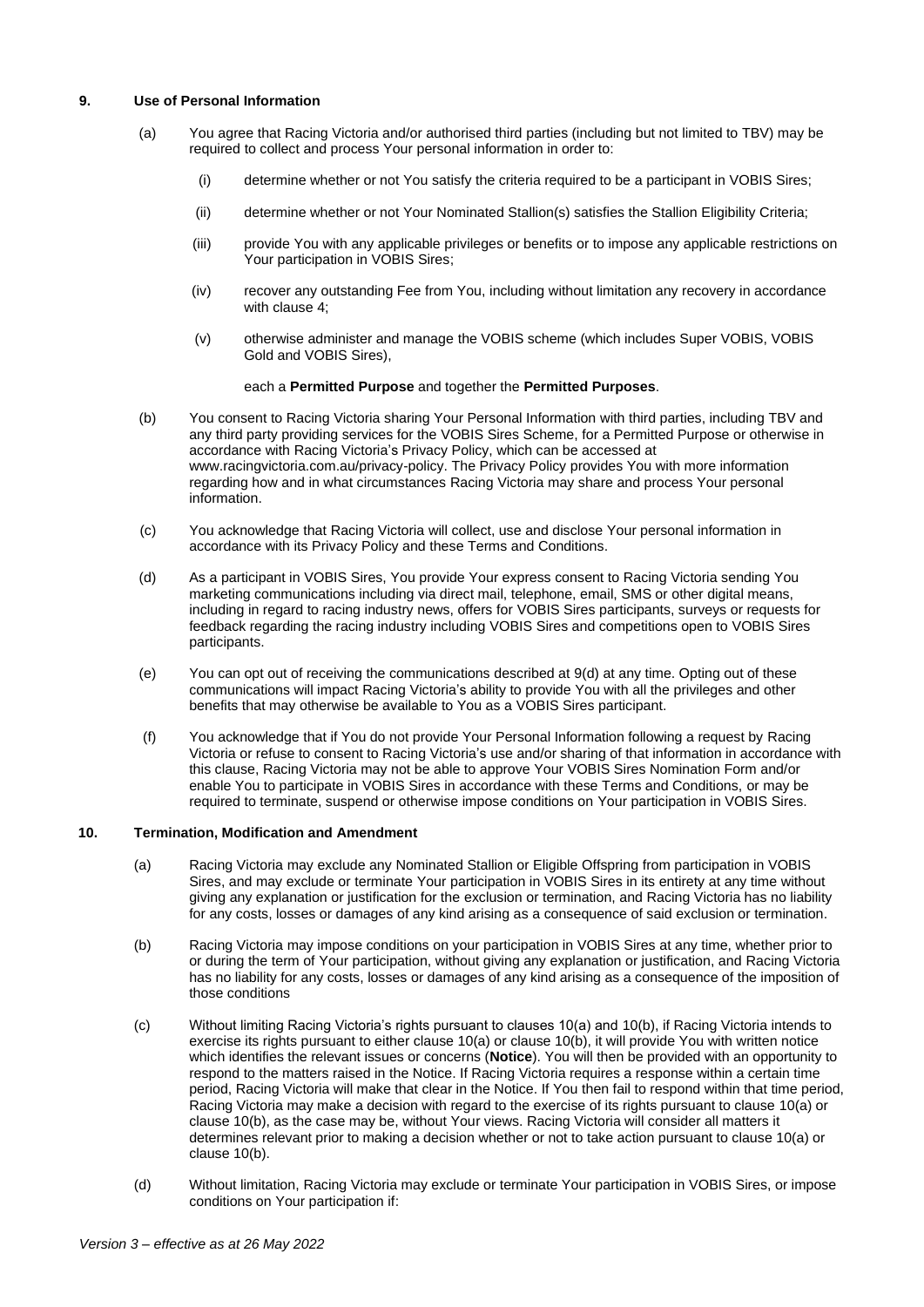## 9. Use of Personal Information

(a) You agree that Racing Victoria and/or authorised third parties (including but not limited to TBV) may be required to collect and process Your personal information in order to:

(i) determine whether or not You satisfy the criteria required to be a participant in VOBIS Sires;

(ii) determine whether or not Your Nominated Stallion(s) satisfies the Stallion Eligibility Criteria;

(iii) provide You with any applicable privileges or benefits or to impose any applicable restrictions on Your participation in VOBIS Sires;

(iv) recover any outstanding Fee from You, including without limitation any recovery in accordance with clause 4;

(v) otherwise administer and manage the VOBIS scheme (which includes Super VOBIS, VOBIS Gold and VOBIS Sires),

each a **Permitted Purpose** and together the **Permitted Purposes**.

(b) You consent to Racing Victoria sharing Your Personal Information with third parties, including TBV and any third party providing services for the VOBIS Sires Scheme, for a Permitted Purpose or otherwise in accordance with Racing Victoria's Privacy Policy, which can be accessed at www.racingvictoria.com.au/privacy-policy. The Privacy Policy provides You with more information regarding how and in what circumstances Racing Victoria may share and process Your personal information.

(c) You acknowledge that Racing Victoria will collect, use and disclose Your personal information in accordance with its Privacy Policy and these Terms and Conditions.

(d) As a participant in VOBIS Sires, You provide Your express consent to Racing Victoria sending You marketing communications including via direct mail, telephone, email, SMS or other digital means, including in regard to racing industry news, offers for VOBIS Sires participants, surveys or requests for feedback regarding the racing industry including VOBIS Sires and competitions open to VOBIS Sires participants.

(e) You can opt out of receiving the communications described at 9(d) at any time. Opting out of these communications will impact Racing Victoria's ability to provide You with all the privileges and other benefits that may otherwise be available to You as a VOBIS Sires participant.

(f) You acknowledge that if You do not provide Your Personal Information following a request by Racing Victoria or refuse to consent to Racing Victoria's use and/or sharing of that information in accordance with this clause, Racing Victoria may not be able to approve Your VOBIS Sires Nomination Form and/or enable You to participate in VOBIS Sires in accordance with these Terms and Conditions, or may be required to terminate, suspend or otherwise impose conditions on Your participation in VOBIS Sires.

## 10. Termination, Modification and Amendment

(a) Racing Victoria may exclude any Nominated Stallion or Eligible Offspring from participation in VOBIS Sires, and may exclude or terminate Your participation in VOBIS Sires in its entirety at any time without giving any explanation or justification for the exclusion or termination, and Racing Victoria has no liability for any costs, losses or damages of any kind arising as a consequence of said exclusion or termination.

(b) Racing Victoria may impose conditions on your participation in VOBIS Sires at any time, whether prior to or during the term of Your participation, without giving any explanation or justification, and Racing Victoria has no liability for any costs, losses or damages of any kind arising as a consequence of the imposition of those conditions

(c) Without limiting Racing Victoria's rights pursuant to clauses 10(a) and 10(b), if Racing Victoria intends to exercise its rights pursuant to either clause 10(a) or clause 10(b), it will provide You with written notice which identifies the relevant issues or concerns (**Notice**). You will then be provided with an opportunity to respond to the matters raised in the Notice. If Racing Victoria requires a response within a certain time period, Racing Victoria will make that clear in the Notice. If You then fail to respond within that time period, Racing Victoria may make a decision with regard to the exercise of its rights pursuant to clause 10(a) or clause 10(b), as the case may be, without Your views. Racing Victoria will consider all matters it determines relevant prior to making a decision whether or not to take action pursuant to clause 10(a) or clause 10(b).

(d) Without limitation, Racing Victoria may exclude or terminate Your participation in VOBIS Sires, or impose conditions on Your participation if:

*Version 3 – effective as at 26 May 2022*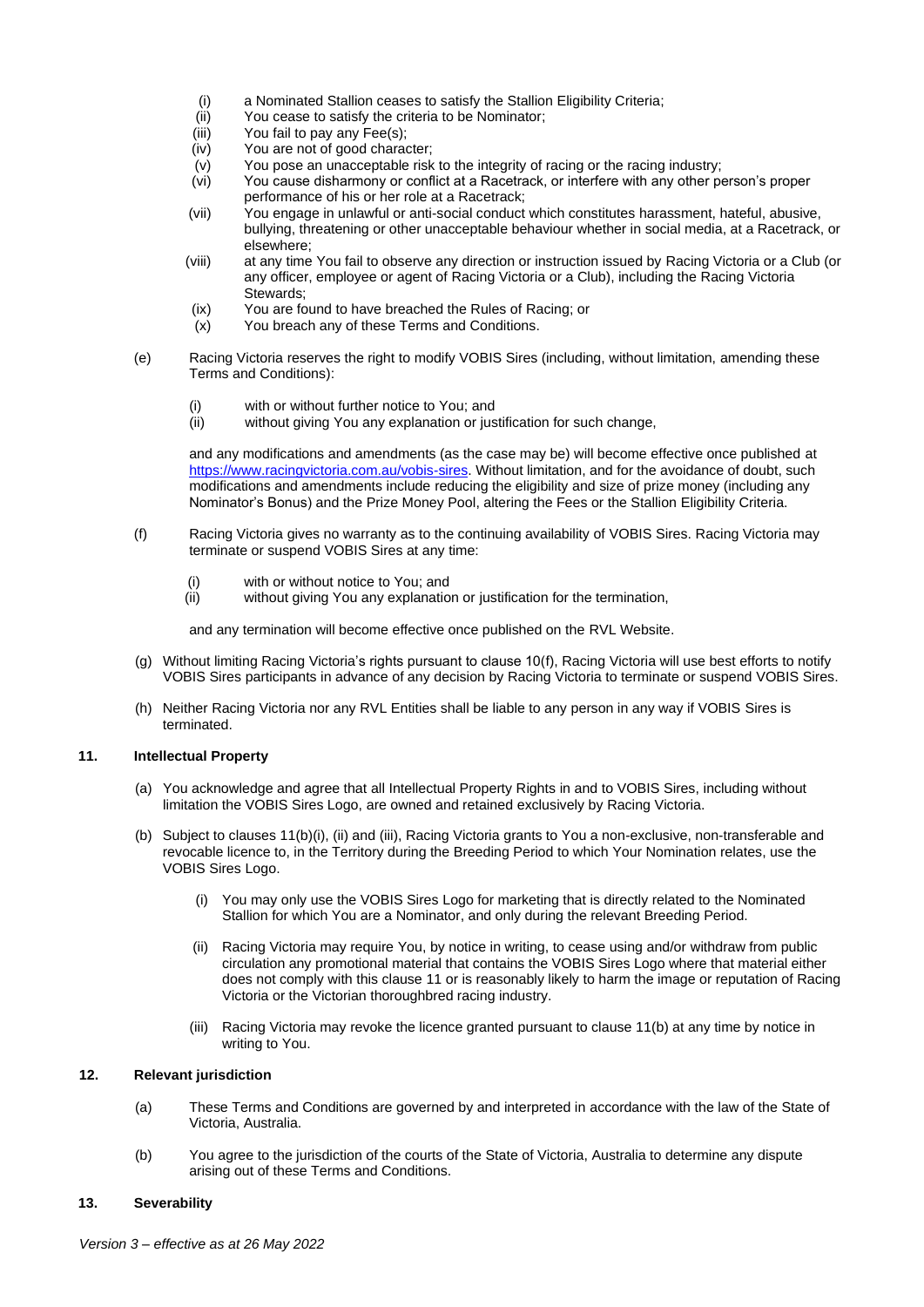(i) a Nominated Stallion ceases to satisfy the Stallion Eligibility Criteria;
(ii) You cease to satisfy the criteria to be Nominator;
(iii) You fail to pay any Fee(s);
(iv) You are not of good character;
(v) You pose an unacceptable risk to the integrity of racing or the racing industry;
(vi) You cause disharmony or conflict at a Racetrack, or interfere with any other person's proper performance of his or her role at a Racetrack;
(vii) You engage in unlawful or anti-social conduct which constitutes harassment, hateful, abusive, bullying, threatening or other unacceptable behaviour whether in social media, at a Racetrack, or elsewhere;
(viii) at any time You fail to observe any direction or instruction issued by Racing Victoria or a Club (or any officer, employee or agent of Racing Victoria or a Club), including the Racing Victoria Stewards;
(ix) You are found to have breached the Rules of Racing; or
(x) You breach any of these Terms and Conditions.

(e) Racing Victoria reserves the right to modify VOBIS Sires (including, without limitation, amending these Terms and Conditions):

(i) with or without further notice to You; and
(ii) without giving You any explanation or justification for such change,

and any modifications and amendments (as the case may be) will become effective once published at https://www.racingvictoria.com.au/vobis-sires. Without limitation, and for the avoidance of doubt, such modifications and amendments include reducing the eligibility and size of prize money (including any Nominator's Bonus) and the Prize Money Pool, altering the Fees or the Stallion Eligibility Criteria.

(f) Racing Victoria gives no warranty as to the continuing availability of VOBIS Sires. Racing Victoria may terminate or suspend VOBIS Sires at any time:

(i) with or without notice to You; and
(ii) without giving You any explanation or justification for the termination,

and any termination will become effective once published on the RVL Website.

(g) Without limiting Racing Victoria's rights pursuant to clause 10(f), Racing Victoria will use best efforts to notify VOBIS Sires participants in advance of any decision by Racing Victoria to terminate or suspend VOBIS Sires.

(h) Neither Racing Victoria nor any RVL Entities shall be liable to any person in any way if VOBIS Sires is terminated.

## 11. Intellectual Property

(a) You acknowledge and agree that all Intellectual Property Rights in and to VOBIS Sires, including without limitation the VOBIS Sires Logo, are owned and retained exclusively by Racing Victoria.

(b) Subject to clauses 11(b)(i), (ii) and (iii), Racing Victoria grants to You a non-exclusive, non-transferable and revocable licence to, in the Territory during the Breeding Period to which Your Nomination relates, use the VOBIS Sires Logo.

(i) You may only use the VOBIS Sires Logo for marketing that is directly related to the Nominated Stallion for which You are a Nominator, and only during the relevant Breeding Period.

(ii) Racing Victoria may require You, by notice in writing, to cease using and/or withdraw from public circulation any promotional material that contains the VOBIS Sires Logo where that material either does not comply with this clause 11 or is reasonably likely to harm the image or reputation of Racing Victoria or the Victorian thoroughbred racing industry.

(iii) Racing Victoria may revoke the licence granted pursuant to clause 11(b) at any time by notice in writing to You.

## 12. Relevant jurisdiction

(a) These Terms and Conditions are governed by and interpreted in accordance with the law of the State of Victoria, Australia.

(b) You agree to the jurisdiction of the courts of the State of Victoria, Australia to determine any dispute arising out of these Terms and Conditions.

## 13. Severability

*Version 3 – effective as at 26 May 2022*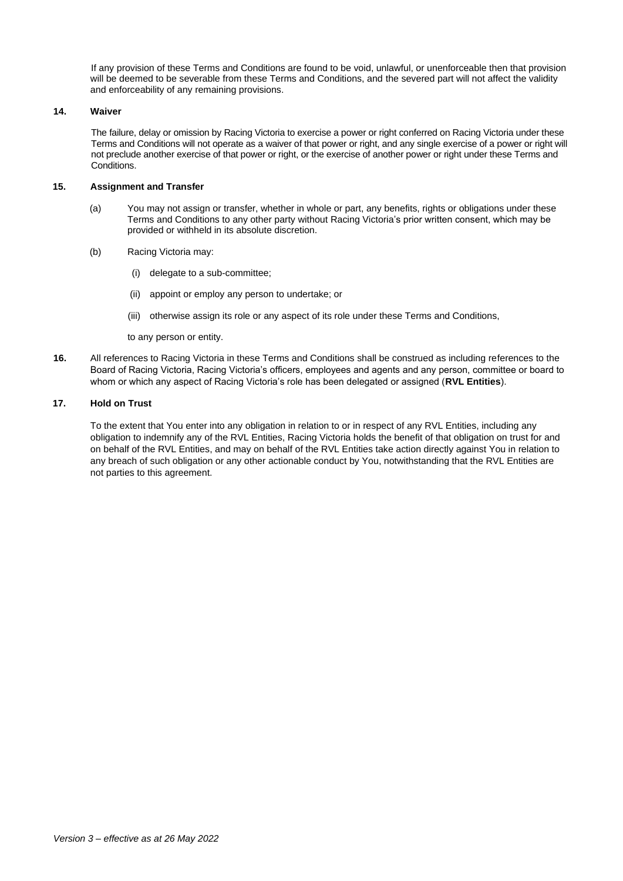If any provision of these Terms and Conditions are found to be void, unlawful, or unenforceable then that provision will be deemed to be severable from these Terms and Conditions, and the severed part will not affect the validity and enforceability of any remaining provisions.

**14. Waiver**

The failure, delay or omission by Racing Victoria to exercise a power or right conferred on Racing Victoria under these Terms and Conditions will not operate as a waiver of that power or right, and any single exercise of a power or right will not preclude another exercise of that power or right, or the exercise of another power or right under these Terms and Conditions.

**15. Assignment and Transfer**

(a) You may not assign or transfer, whether in whole or part, any benefits, rights or obligations under these Terms and Conditions to any other party without Racing Victoria's prior written consent, which may be provided or withheld in its absolute discretion.

(b) Racing Victoria may:

(i) delegate to a sub-committee;

(ii) appoint or employ any person to undertake; or

(iii) otherwise assign its role or any aspect of its role under these Terms and Conditions,

to any person or entity.

**16.** All references to Racing Victoria in these Terms and Conditions shall be construed as including references to the Board of Racing Victoria, Racing Victoria's officers, employees and agents and any person, committee or board to whom or which any aspect of Racing Victoria's role has been delegated or assigned (**RVL Entities**).

**17. Hold on Trust**

To the extent that You enter into any obligation in relation to or in respect of any RVL Entities, including any obligation to indemnify any of the RVL Entities, Racing Victoria holds the benefit of that obligation on trust for and on behalf of the RVL Entities, and may on behalf of the RVL Entities take action directly against You in relation to any breach of such obligation or any other actionable conduct by You, notwithstanding that the RVL Entities are not parties to this agreement.

*Version 3 – effective as at 26 May 2022*